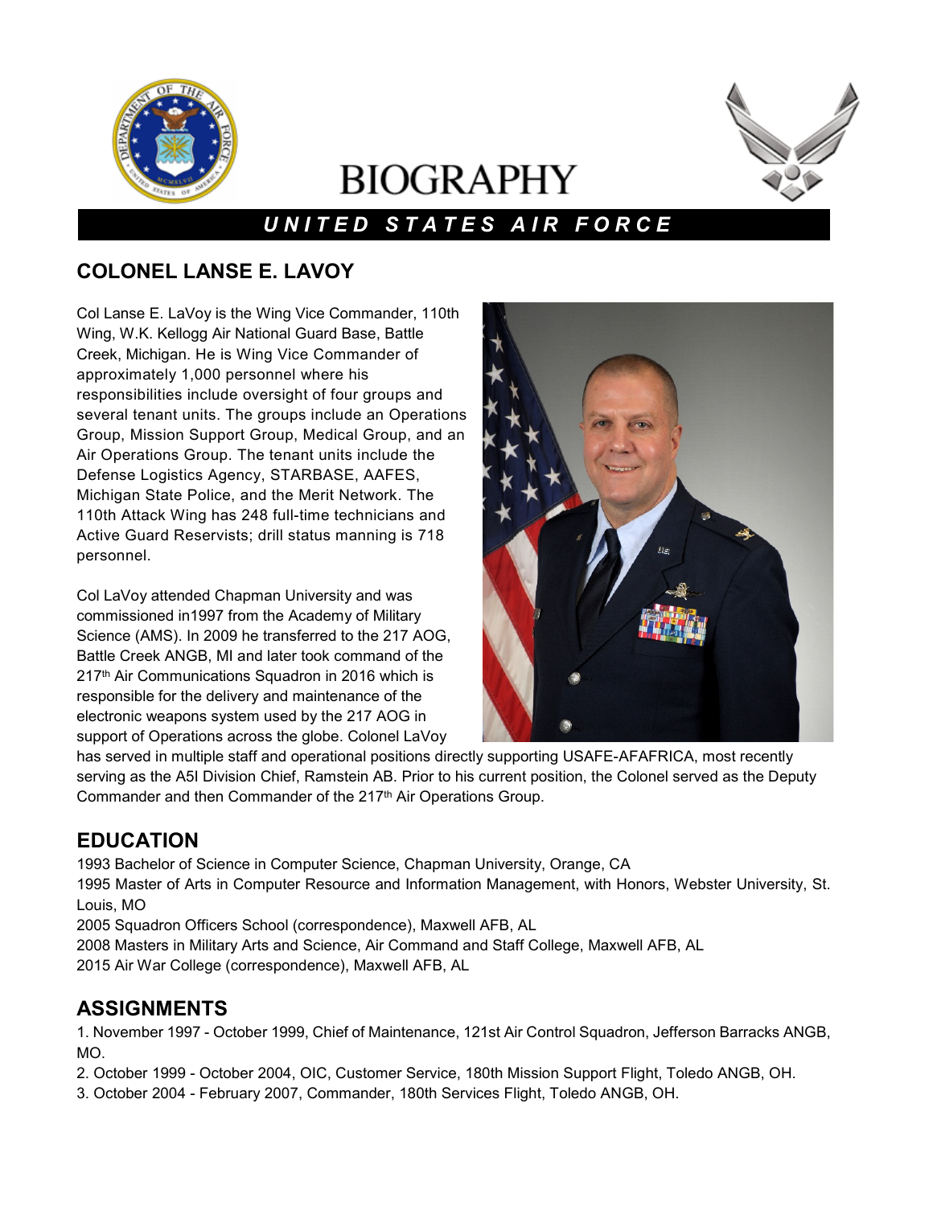# BIOGRAPHY

***UNITED STATES AIR FORCE***

## COLONEL LANSE E. LAVOY

Col Lanse E. LaVoy is the Wing Vice Commander, 110th Wing, W.K. Kellogg Air National Guard Base, Battle Creek, Michigan. He is Wing Vice Commander of approximately 1,000 personnel where his responsibilities include oversight of four groups and several tenant units. The groups include an Operations Group, Mission Support Group, Medical Group, and an Air Operations Group. The tenant units include the Defense Logistics Agency, STARBASE, AAFES, Michigan State Police, and the Merit Network. The 110th Attack Wing has 248 full-time technicians and Active Guard Reservists; drill status manning is 718 personnel.

Col LaVoy attended Chapman University and was commissioned in1997 from the Academy of Military Science (AMS). In 2009 he transferred to the 217 AOG, Battle Creek ANGB, MI and later took command of the 217th Air Communications Squadron in 2016 which is responsible for the delivery and maintenance of the electronic weapons system used by the 217 AOG in support of Operations across the globe. Colonel LaVoy has served in multiple staff and operational positions directly supporting USAFE-AFAFRICA, most recently serving as the A5I Division Chief, Ramstein AB. Prior to his current position, the Colonel served as the Deputy Commander and then Commander of the 217th Air Operations Group.

## EDUCATION

1993 Bachelor of Science in Computer Science, Chapman University, Orange, CA
1995 Master of Arts in Computer Resource and Information Management, with Honors, Webster University, St. Louis, MO
2005 Squadron Officers School (correspondence), Maxwell AFB, AL
2008 Masters in Military Arts and Science, Air Command and Staff College, Maxwell AFB, AL
2015 Air War College (correspondence), Maxwell AFB, AL

## ASSIGNMENTS

1. November 1997 - October 1999, Chief of Maintenance, 121st Air Control Squadron, Jefferson Barracks ANGB, MO.
2. October 1999 - October 2004, OIC, Customer Service, 180th Mission Support Flight, Toledo ANGB, OH.
3. October 2004 - February 2007, Commander, 180th Services Flight, Toledo ANGB, OH.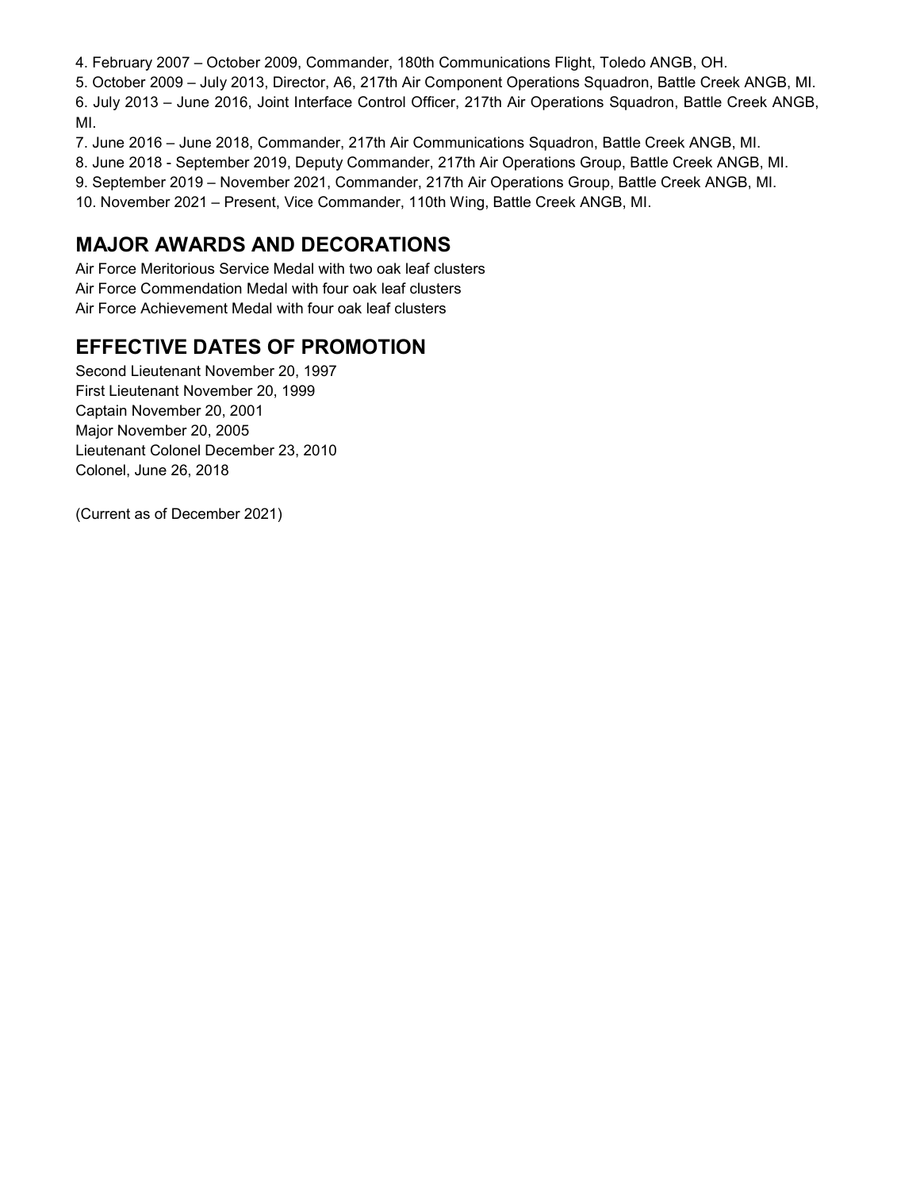4. February 2007 – October 2009, Commander, 180th Communications Flight, Toledo ANGB, OH.
5. October 2009 – July 2013, Director, A6, 217th Air Component Operations Squadron, Battle Creek ANGB, MI.
6. July 2013 – June 2016, Joint Interface Control Officer, 217th Air Operations Squadron, Battle Creek ANGB, MI.
7. June 2016 – June 2018, Commander, 217th Air Communications Squadron, Battle Creek ANGB, MI.
8. June 2018 - September 2019, Deputy Commander, 217th Air Operations Group, Battle Creek ANGB, MI.
9. September 2019 – November 2021, Commander, 217th Air Operations Group, Battle Creek ANGB, MI.
10. November 2021 – Present, Vice Commander, 110th Wing, Battle Creek ANGB, MI.

## MAJOR AWARDS AND DECORATIONS

Air Force Meritorious Service Medal with two oak leaf clusters
Air Force Commendation Medal with four oak leaf clusters
Air Force Achievement Medal with four oak leaf clusters

## EFFECTIVE DATES OF PROMOTION

Second Lieutenant November 20, 1997
First Lieutenant November 20, 1999
Captain November 20, 2001
Major November 20, 2005
Lieutenant Colonel December 23, 2010
Colonel, June 26, 2018

(Current as of December 2021)